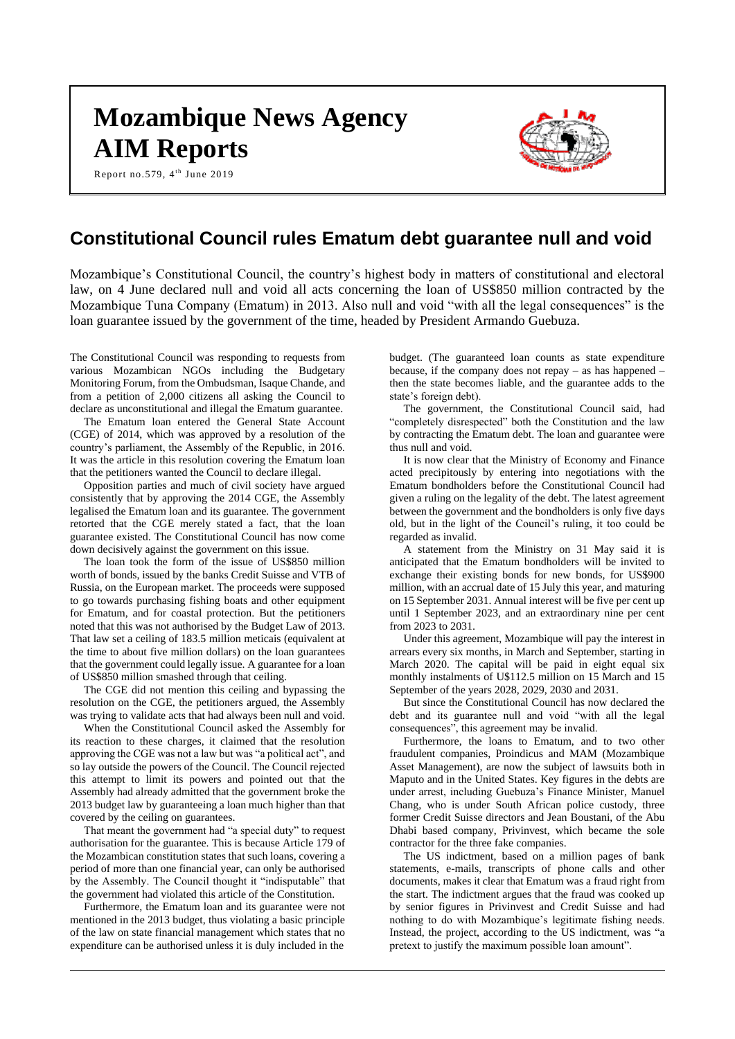# Mozambique News Agency

# AIM Reports

Report no.579, 4th June 2019

## Constitutional Council rules Ematum debt guarantee null and void

Mozambique's Constitutional Council, the country's highest body in matters of constitutional and electoral law, on 4 June declared null and void all acts concerning the loan of US$850 million contracted by the Mozambique Tuna Company (Ematum) in 2013. Also null and void "with all the legal consequences" is the loan guarantee issued by the government of the time, headed by President Armando Guebuza.

The Constitutional Council was responding to requests from various Mozambican NGOs including the Budgetary Monitoring Forum, from the Ombudsman, Isaque Chande, and from a petition of 2,000 citizens all asking the Council to declare as unconstitutional and illegal the Ematum guarantee.

The Ematum loan entered the General State Account (CGE) of 2014, which was approved by a resolution of the country's parliament, the Assembly of the Republic, in 2016. It was the article in this resolution covering the Ematum loan that the petitioners wanted the Council to declare illegal.

Opposition parties and much of civil society have argued consistently that by approving the 2014 CGE, the Assembly legalised the Ematum loan and its guarantee. The government retorted that the CGE merely stated a fact, that the loan guarantee existed. The Constitutional Council has now come down decisively against the government on this issue.

The loan took the form of the issue of US$850 million worth of bonds, issued by the banks Credit Suisse and VTB of Russia, on the European market. The proceeds were supposed to go towards purchasing fishing boats and other equipment for Ematum, and for coastal protection. But the petitioners noted that this was not authorised by the Budget Law of 2013. That law set a ceiling of 183.5 million meticais (equivalent at the time to about five million dollars) on the loan guarantees that the government could legally issue. A guarantee for a loan of US$850 million smashed through that ceiling.

The CGE did not mention this ceiling and bypassing the resolution on the CGE, the petitioners argued, the Assembly was trying to validate acts that had always been null and void.

When the Constitutional Council asked the Assembly for its reaction to these charges, it claimed that the resolution approving the CGE was not a law but was "a political act", and so lay outside the powers of the Council. The Council rejected this attempt to limit its powers and pointed out that the Assembly had already admitted that the government broke the 2013 budget law by guaranteeing a loan much higher than that covered by the ceiling on guarantees.

That meant the government had "a special duty" to request authorisation for the guarantee. This is because Article 179 of the Mozambican constitution states that such loans, covering a period of more than one financial year, can only be authorised by the Assembly. The Council thought it "indisputable" that the government had violated this article of the Constitution.

Furthermore, the Ematum loan and its guarantee were not mentioned in the 2013 budget, thus violating a basic principle of the law on state financial management which states that no expenditure can be authorised unless it is duly included in the budget. (The guaranteed loan counts as state expenditure because, if the company does not repay – as has happened – then the state becomes liable, and the guarantee adds to the state's foreign debt).

The government, the Constitutional Council said, had "completely disrespected" both the Constitution and the law by contracting the Ematum debt. The loan and guarantee were thus null and void.

It is now clear that the Ministry of Economy and Finance acted precipitously by entering into negotiations with the Ematum bondholders before the Constitutional Council had given a ruling on the legality of the debt. The latest agreement between the government and the bondholders is only five days old, but in the light of the Council's ruling, it too could be regarded as invalid.

A statement from the Ministry on 31 May said it is anticipated that the Ematum bondholders will be invited to exchange their existing bonds for new bonds, for US$900 million, with an accrual date of 15 July this year, and maturing on 15 September 2031. Annual interest will be five per cent up until 1 September 2023, and an extraordinary nine per cent from 2023 to 2031.

Under this agreement, Mozambique will pay the interest in arrears every six months, in March and September, starting in March 2020. The capital will be paid in eight equal six monthly instalments of U$112.5 million on 15 March and 15 September of the years 2028, 2029, 2030 and 2031.

But since the Constitutional Council has now declared the debt and its guarantee null and void "with all the legal consequences", this agreement may be invalid.

Furthermore, the loans to Ematum, and to two other fraudulent companies, Proindicus and MAM (Mozambique Asset Management), are now the subject of lawsuits both in Maputo and in the United States. Key figures in the debts are under arrest, including Guebuza's Finance Minister, Manuel Chang, who is under South African police custody, three former Credit Suisse directors and Jean Boustani, of the Abu Dhabi based company, Privinvest, which became the sole contractor for the three fake companies.

The US indictment, based on a million pages of bank statements, e-mails, transcripts of phone calls and other documents, makes it clear that Ematum was a fraud right from the start. The indictment argues that the fraud was cooked up by senior figures in Privinvest and Credit Suisse and had nothing to do with Mozambique's legitimate fishing needs. Instead, the project, according to the US indictment, was "a pretext to justify the maximum possible loan amount".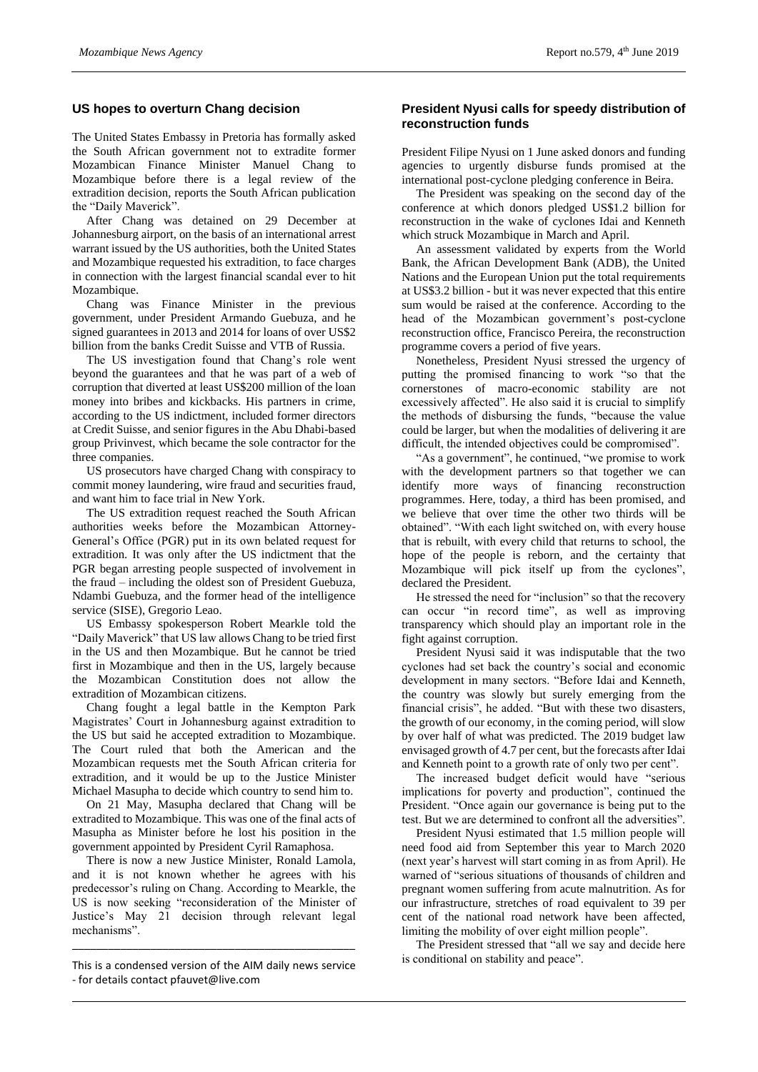## US hopes to overturn Chang decision

The United States Embassy in Pretoria has formally asked the South African government not to extradite former Mozambican Finance Minister Manuel Chang to Mozambique before there is a legal review of the extradition decision, reports the South African publication the "Daily Maverick".

After Chang was detained on 29 December at Johannesburg airport, on the basis of an international arrest warrant issued by the US authorities, both the United States and Mozambique requested his extradition, to face charges in connection with the largest financial scandal ever to hit Mozambique.

Chang was Finance Minister in the previous government, under President Armando Guebuza, and he signed guarantees in 2013 and 2014 for loans of over US$2 billion from the banks Credit Suisse and VTB of Russia.

The US investigation found that Chang's role went beyond the guarantees and that he was part of a web of corruption that diverted at least US$200 million of the loan money into bribes and kickbacks. His partners in crime, according to the US indictment, included former directors at Credit Suisse, and senior figures in the Abu Dhabi-based group Privinvest, which became the sole contractor for the three companies.

US prosecutors have charged Chang with conspiracy to commit money laundering, wire fraud and securities fraud, and want him to face trial in New York.

The US extradition request reached the South African authorities weeks before the Mozambican Attorney-General's Office (PGR) put in its own belated request for extradition. It was only after the US indictment that the PGR began arresting people suspected of involvement in the fraud – including the oldest son of President Guebuza, Ndambi Guebuza, and the former head of the intelligence service (SISE), Gregorio Leao.

US Embassy spokesperson Robert Mearkle told the "Daily Maverick" that US law allows Chang to be tried first in the US and then Mozambique. But he cannot be tried first in Mozambique and then in the US, largely because the Mozambican Constitution does not allow the extradition of Mozambican citizens.

Chang fought a legal battle in the Kempton Park Magistrates' Court in Johannesburg against extradition to the US but said he accepted extradition to Mozambique. The Court ruled that both the American and the Mozambican requests met the South African criteria for extradition, and it would be up to the Justice Minister Michael Masupha to decide which country to send him to.

On 21 May, Masupha declared that Chang will be extradited to Mozambique. This was one of the final acts of Masupha as Minister before he lost his position in the government appointed by President Cyril Ramaphosa.

There is now a new Justice Minister, Ronald Lamola, and it is not known whether he agrees with his predecessor's ruling on Chang. According to Mearkle, the US is now seeking "reconsideration of the Minister of Justice's May 21 decision through relevant legal mechanisms".

---

This is a condensed version of the AIM daily news service - for details contact pfauvet@live.com

## President Nyusi calls for speedy distribution of reconstruction funds

President Filipe Nyusi on 1 June asked donors and funding agencies to urgently disburse funds promised at the international post-cyclone pledging conference in Beira.

The President was speaking on the second day of the conference at which donors pledged US$1.2 billion for reconstruction in the wake of cyclones Idai and Kenneth which struck Mozambique in March and April.

An assessment validated by experts from the World Bank, the African Development Bank (ADB), the United Nations and the European Union put the total requirements at US$3.2 billion - but it was never expected that this entire sum would be raised at the conference. According to the head of the Mozambican government's post-cyclone reconstruction office, Francisco Pereira, the reconstruction programme covers a period of five years.

Nonetheless, President Nyusi stressed the urgency of putting the promised financing to work "so that the cornerstones of macro-economic stability are not excessively affected". He also said it is crucial to simplify the methods of disbursing the funds, "because the value could be larger, but when the modalities of delivering it are difficult, the intended objectives could be compromised".

"As a government", he continued, "we promise to work with the development partners so that together we can identify more ways of financing reconstruction programmes. Here, today, a third has been promised, and we believe that over time the other two thirds will be obtained". "With each light switched on, with every house that is rebuilt, with every child that returns to school, the hope of the people is reborn, and the certainty that Mozambique will pick itself up from the cyclones", declared the President.

He stressed the need for "inclusion" so that the recovery can occur "in record time", as well as improving transparency which should play an important role in the fight against corruption.

President Nyusi said it was indisputable that the two cyclones had set back the country's social and economic development in many sectors. "Before Idai and Kenneth, the country was slowly but surely emerging from the financial crisis", he added. "But with these two disasters, the growth of our economy, in the coming period, will slow by over half of what was predicted. The 2019 budget law envisaged growth of 4.7 per cent, but the forecasts after Idai and Kenneth point to a growth rate of only two per cent".

The increased budget deficit would have "serious implications for poverty and production", continued the President. "Once again our governance is being put to the test. But we are determined to confront all the adversities".

President Nyusi estimated that 1.5 million people will need food aid from September this year to March 2020 (next year's harvest will start coming in as from April). He warned of "serious situations of thousands of children and pregnant women suffering from acute malnutrition. As for our infrastructure, stretches of road equivalent to 39 per cent of the national road network have been affected, limiting the mobility of over eight million people".

The President stressed that "all we say and decide here is conditional on stability and peace".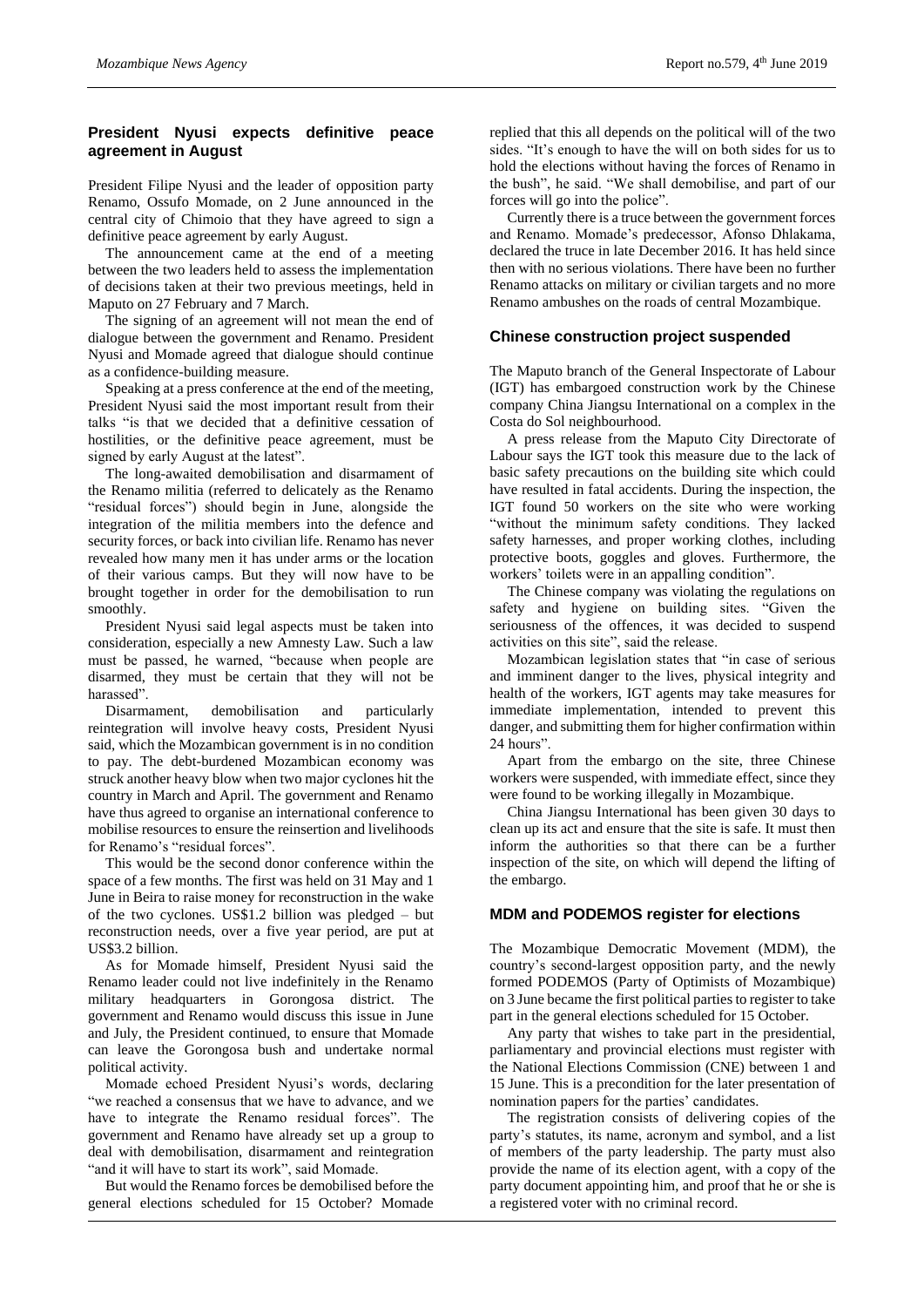## President Nyusi expects definitive peace agreement in August

President Filipe Nyusi and the leader of opposition party Renamo, Ossufo Momade, on 2 June announced in the central city of Chimoio that they have agreed to sign a definitive peace agreement by early August.

The announcement came at the end of a meeting between the two leaders held to assess the implementation of decisions taken at their two previous meetings, held in Maputo on 27 February and 7 March.

The signing of an agreement will not mean the end of dialogue between the government and Renamo. President Nyusi and Momade agreed that dialogue should continue as a confidence-building measure.

Speaking at a press conference at the end of the meeting, President Nyusi said the most important result from their talks "is that we decided that a definitive cessation of hostilities, or the definitive peace agreement, must be signed by early August at the latest".

The long-awaited demobilisation and disarmament of the Renamo militia (referred to delicately as the Renamo "residual forces") should begin in June, alongside the integration of the militia members into the defence and security forces, or back into civilian life. Renamo has never revealed how many men it has under arms or the location of their various camps. But they will now have to be brought together in order for the demobilisation to run smoothly.

President Nyusi said legal aspects must be taken into consideration, especially a new Amnesty Law. Such a law must be passed, he warned, "because when people are disarmed, they must be certain that they will not be harassed".

Disarmament, demobilisation and particularly reintegration will involve heavy costs, President Nyusi said, which the Mozambican government is in no condition to pay. The debt-burdened Mozambican economy was struck another heavy blow when two major cyclones hit the country in March and April. The government and Renamo have thus agreed to organise an international conference to mobilise resources to ensure the reinsertion and livelihoods for Renamo's "residual forces".

This would be the second donor conference within the space of a few months. The first was held on 31 May and 1 June in Beira to raise money for reconstruction in the wake of the two cyclones. US$1.2 billion was pledged – but reconstruction needs, over a five year period, are put at US$3.2 billion.

As for Momade himself, President Nyusi said the Renamo leader could not live indefinitely in the Renamo military headquarters in Gorongosa district. The government and Renamo would discuss this issue in June and July, the President continued, to ensure that Momade can leave the Gorongosa bush and undertake normal political activity.

Momade echoed President Nyusi's words, declaring "we reached a consensus that we have to advance, and we have to integrate the Renamo residual forces". The government and Renamo have already set up a group to deal with demobilisation, disarmament and reintegration "and it will have to start its work", said Momade.

But would the Renamo forces be demobilised before the general elections scheduled for 15 October? Momade replied that this all depends on the political will of the two sides. "It's enough to have the will on both sides for us to hold the elections without having the forces of Renamo in the bush", he said. "We shall demobilise, and part of our forces will go into the police".

Currently there is a truce between the government forces and Renamo. Momade's predecessor, Afonso Dhlakama, declared the truce in late December 2016. It has held since then with no serious violations. There have been no further Renamo attacks on military or civilian targets and no more Renamo ambushes on the roads of central Mozambique.

## Chinese construction project suspended

The Maputo branch of the General Inspectorate of Labour (IGT) has embargoed construction work by the Chinese company China Jiangsu International on a complex in the Costa do Sol neighbourhood.

A press release from the Maputo City Directorate of Labour says the IGT took this measure due to the lack of basic safety precautions on the building site which could have resulted in fatal accidents. During the inspection, the IGT found 50 workers on the site who were working "without the minimum safety conditions. They lacked safety harnesses, and proper working clothes, including protective boots, goggles and gloves. Furthermore, the workers' toilets were in an appalling condition".

The Chinese company was violating the regulations on safety and hygiene on building sites. "Given the seriousness of the offences, it was decided to suspend activities on this site", said the release.

Mozambican legislation states that "in case of serious and imminent danger to the lives, physical integrity and health of the workers, IGT agents may take measures for immediate implementation, intended to prevent this danger, and submitting them for higher confirmation within 24 hours".

Apart from the embargo on the site, three Chinese workers were suspended, with immediate effect, since they were found to be working illegally in Mozambique.

China Jiangsu International has been given 30 days to clean up its act and ensure that the site is safe. It must then inform the authorities so that there can be a further inspection of the site, on which will depend the lifting of the embargo.

## MDM and PODEMOS register for elections

The Mozambique Democratic Movement (MDM), the country's second-largest opposition party, and the newly formed PODEMOS (Party of Optimists of Mozambique) on 3 June became the first political parties to register to take part in the general elections scheduled for 15 October.

Any party that wishes to take part in the presidential, parliamentary and provincial elections must register with the National Elections Commission (CNE) between 1 and 15 June. This is a precondition for the later presentation of nomination papers for the parties' candidates.

The registration consists of delivering copies of the party's statutes, its name, acronym and symbol, and a list of members of the party leadership. The party must also provide the name of its election agent, with a copy of the party document appointing him, and proof that he or she is a registered voter with no criminal record.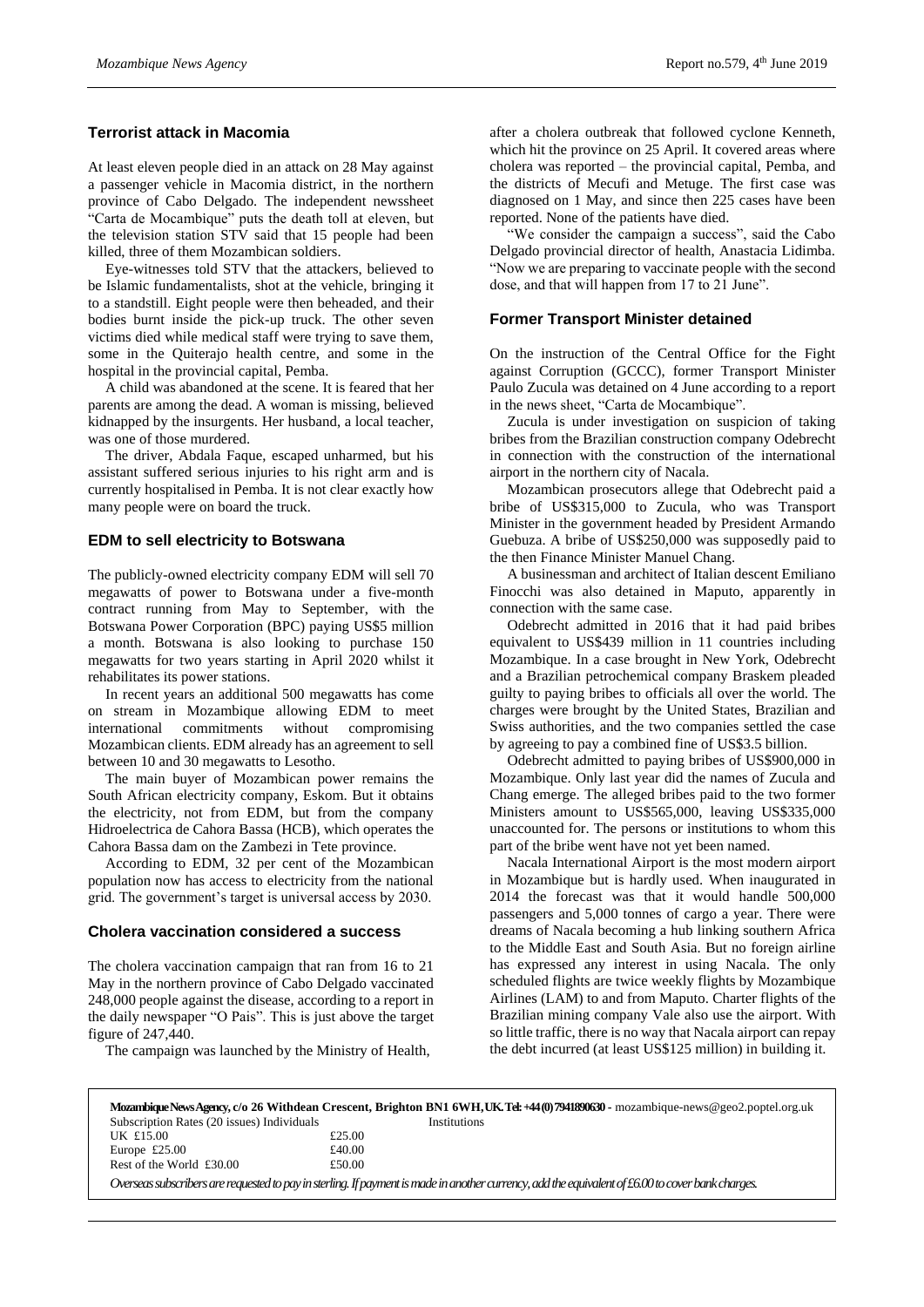## Terrorist attack in Macomia

At least eleven people died in an attack on 28 May against a passenger vehicle in Macomia district, in the northern province of Cabo Delgado. The independent newssheet "Carta de Mocambique" puts the death toll at eleven, but the television station STV said that 15 people had been killed, three of them Mozambican soldiers.

Eye-witnesses told STV that the attackers, believed to be Islamic fundamentalists, shot at the vehicle, bringing it to a standstill. Eight people were then beheaded, and their bodies burnt inside the pick-up truck. The other seven victims died while medical staff were trying to save them, some in the Quiterajo health centre, and some in the hospital in the provincial capital, Pemba.

A child was abandoned at the scene. It is feared that her parents are among the dead. A woman is missing, believed kidnapped by the insurgents. Her husband, a local teacher, was one of those murdered.

The driver, Abdala Faque, escaped unharmed, but his assistant suffered serious injuries to his right arm and is currently hospitalised in Pemba. It is not clear exactly how many people were on board the truck.

## EDM to sell electricity to Botswana

The publicly-owned electricity company EDM will sell 70 megawatts of power to Botswana under a five-month contract running from May to September, with the Botswana Power Corporation (BPC) paying US$5 million a month. Botswana is also looking to purchase 150 megawatts for two years starting in April 2020 whilst it rehabilitates its power stations.

In recent years an additional 500 megawatts has come on stream in Mozambique allowing EDM to meet international commitments without compromising Mozambican clients. EDM already has an agreement to sell between 10 and 30 megawatts to Lesotho.

The main buyer of Mozambican power remains the South African electricity company, Eskom. But it obtains the electricity, not from EDM, but from the company Hidroelectrica de Cahora Bassa (HCB), which operates the Cahora Bassa dam on the Zambezi in Tete province.

According to EDM, 32 per cent of the Mozambican population now has access to electricity from the national grid. The government's target is universal access by 2030.

## Cholera vaccination considered a success

The cholera vaccination campaign that ran from 16 to 21 May in the northern province of Cabo Delgado vaccinated 248,000 people against the disease, according to a report in the daily newspaper "O Pais". This is just above the target figure of 247,440.

The campaign was launched by the Ministry of Health, after a cholera outbreak that followed cyclone Kenneth, which hit the province on 25 April. It covered areas where cholera was reported – the provincial capital, Pemba, and the districts of Mecufi and Metuge. The first case was diagnosed on 1 May, and since then 225 cases have been reported. None of the patients have died.

"We consider the campaign a success", said the Cabo Delgado provincial director of health, Anastacia Lidimba. "Now we are preparing to vaccinate people with the second dose, and that will happen from 17 to 21 June".

## Former Transport Minister detained

On the instruction of the Central Office for the Fight against Corruption (GCCC), former Transport Minister Paulo Zucula was detained on 4 June according to a report in the news sheet, "Carta de Mocambique".

Zucula is under investigation on suspicion of taking bribes from the Brazilian construction company Odebrecht in connection with the construction of the international airport in the northern city of Nacala.

Mozambican prosecutors allege that Odebrecht paid a bribe of US$315,000 to Zucula, who was Transport Minister in the government headed by President Armando Guebuza. A bribe of US$250,000 was supposedly paid to the then Finance Minister Manuel Chang.

A businessman and architect of Italian descent Emiliano Finocchi was also detained in Maputo, apparently in connection with the same case.

Odebrecht admitted in 2016 that it had paid bribes equivalent to US$439 million in 11 countries including Mozambique. In a case brought in New York, Odebrecht and a Brazilian petrochemical company Braskem pleaded guilty to paying bribes to officials all over the world. The charges were brought by the United States, Brazilian and Swiss authorities, and the two companies settled the case by agreeing to pay a combined fine of US$3.5 billion.

Odebrecht admitted to paying bribes of US$900,000 in Mozambique. Only last year did the names of Zucula and Chang emerge. The alleged bribes paid to the two former Ministers amount to US$565,000, leaving US$335,000 unaccounted for. The persons or institutions to whom this part of the bribe went have not yet been named.

Nacala International Airport is the most modern airport in Mozambique but is hardly used. When inaugurated in 2014 the forecast was that it would handle 500,000 passengers and 5,000 tonnes of cargo a year. There were dreams of Nacala becoming a hub linking southern Africa to the Middle East and South Asia. But no foreign airline has expressed any interest in using Nacala. The only scheduled flights are twice weekly flights by Mozambique Airlines (LAM) to and from Maputo. Charter flights of the Brazilian mining company Vale also use the airport. With so little traffic, there is no way that Nacala airport can repay the debt incurred (at least US$125 million) in building it.

---

**Mozambique News Agency, c/o 26 Withdean Crescent, Brighton BN1 6WH, UK. Tel: +44 (0) 7941890630** - mozambique-news@geo2.poptel.org.uk

| Subscription Rates (20 issues) Individuals | Institutions |
|---|---|
| UK £15.00 | £25.00 |
| Europe £25.00 | £40.00 |
| Rest of the World £30.00 | £50.00 |

*Overseas subscribers are requested to pay in sterling. If payment is made in another currency, add the equivalent of £6.00 to cover bank charges.*